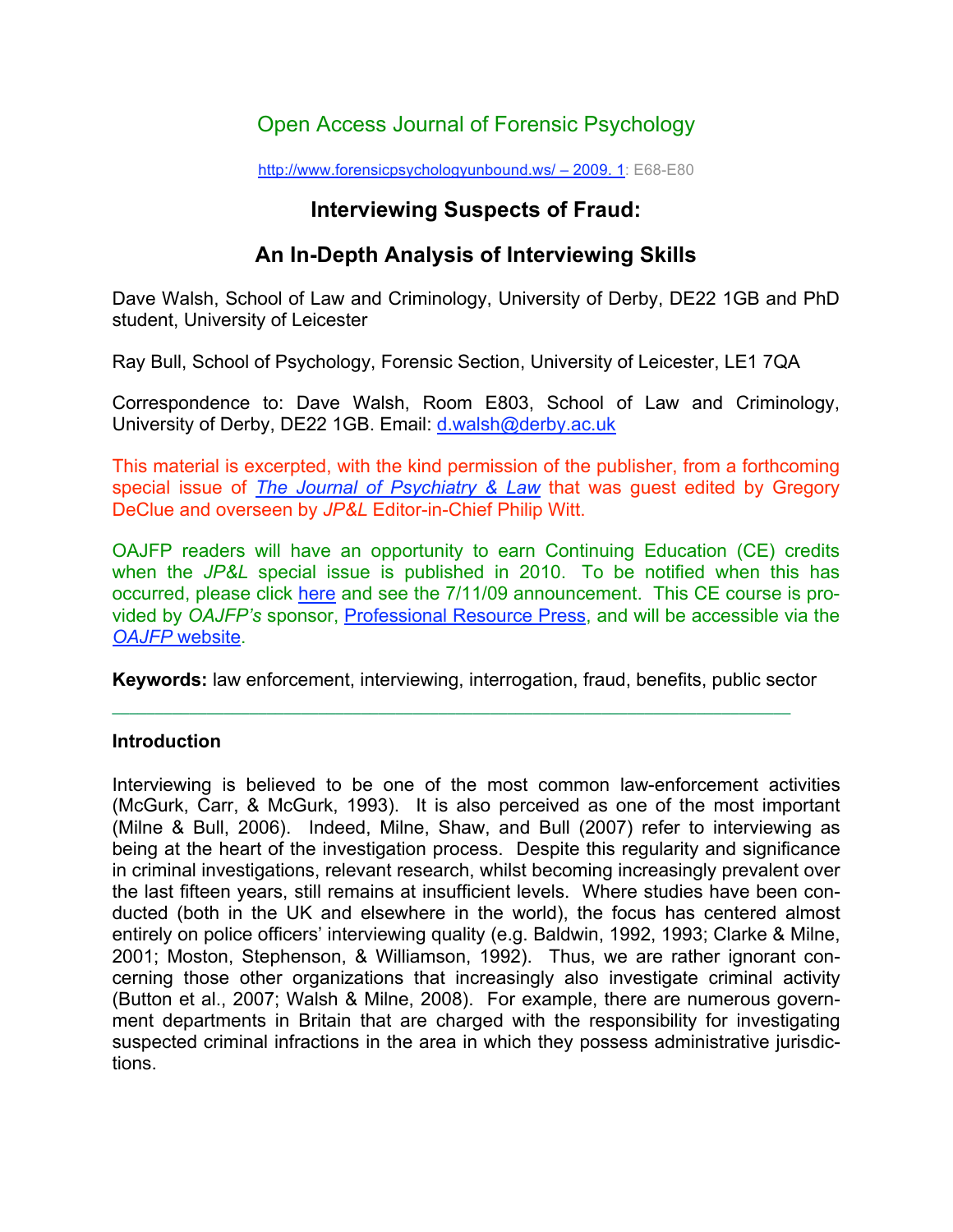Open Access Journal of Forensic Psychology

http://www.forensicpsychologyunbound.ws/ – 2009. 1: E68-E80

# Interviewing Suspects of Fraud:

# An In-Depth Analysis of Interviewing Skills

Dave Walsh, School of Law and Criminology, University of Derby, DE22 1GB and PhD student, University of Leicester

Ray Bull, School of Psychology, Forensic Section, University of Leicester, LE1 7QA

Correspondence to: Dave Walsh, Room E803, School of Law and Criminology, University of Derby, DE22 1GB. Email: d.walsh@derby.ac.uk

This material is excerpted, with the kind permission of the publisher, from a forthcoming special issue of *The Journal of Psychiatry & Law* that was guest edited by Gregory DeClue and overseen by *JP&L* Editor-in-Chief Philip Witt.

OAJFP readers will have an opportunity to earn Continuing Education (CE) credits when the *JP&L* special issue is published in 2010. To be notified when this has occurred, please click here and see the 7/11/09 announcement. This CE course is provided by *OAJFP's* sponsor, Professional Resource Press, and will be accessible via the *OAJFP* website.

**Keywords:** law enforcement, interviewing, interrogation, fraud, benefits, public sector

---

## Introduction

Interviewing is believed to be one of the most common law-enforcement activities (McGurk, Carr, & McGurk, 1993). It is also perceived as one of the most important (Milne & Bull, 2006). Indeed, Milne, Shaw, and Bull (2007) refer to interviewing as being at the heart of the investigation process. Despite this regularity and significance in criminal investigations, relevant research, whilst becoming increasingly prevalent over the last fifteen years, still remains at insufficient levels. Where studies have been conducted (both in the UK and elsewhere in the world), the focus has centered almost entirely on police officers' interviewing quality (e.g. Baldwin, 1992, 1993; Clarke & Milne, 2001; Moston, Stephenson, & Williamson, 1992). Thus, we are rather ignorant concerning those other organizations that increasingly also investigate criminal activity (Button et al., 2007; Walsh & Milne, 2008). For example, there are numerous government departments in Britain that are charged with the responsibility for investigating suspected criminal infractions in the area in which they possess administrative jurisdictions.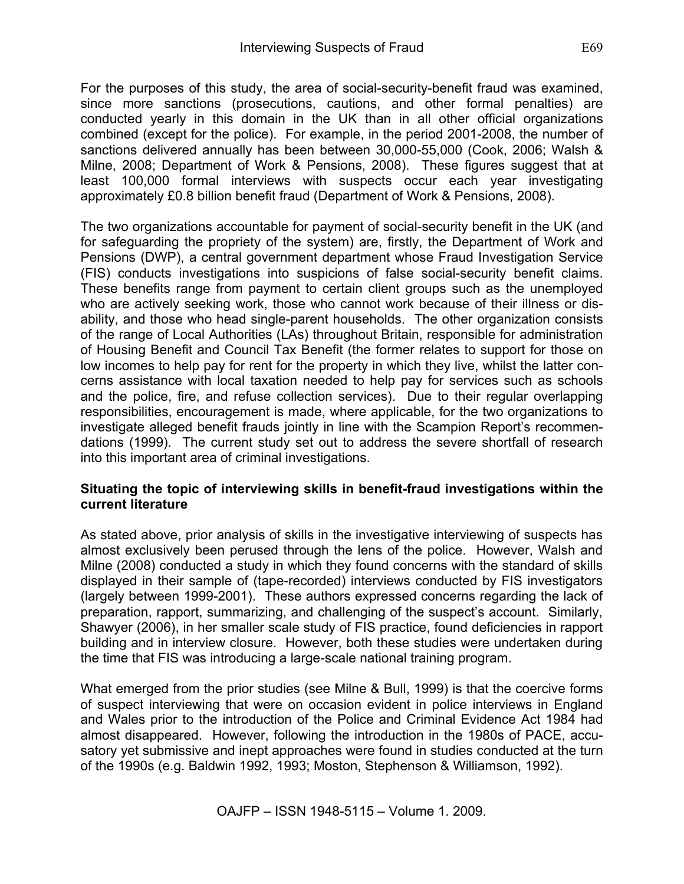For the purposes of this study, the area of social-security-benefit fraud was examined, since more sanctions (prosecutions, cautions, and other formal penalties) are conducted yearly in this domain in the UK than in all other official organizations combined (except for the police). For example, in the period 2001-2008, the number of sanctions delivered annually has been between 30,000-55,000 (Cook, 2006; Walsh & Milne, 2008; Department of Work & Pensions, 2008). These figures suggest that at least 100,000 formal interviews with suspects occur each year investigating approximately £0.8 billion benefit fraud (Department of Work & Pensions, 2008).

The two organizations accountable for payment of social-security benefit in the UK (and for safeguarding the propriety of the system) are, firstly, the Department of Work and Pensions (DWP), a central government department whose Fraud Investigation Service (FIS) conducts investigations into suspicions of false social-security benefit claims. These benefits range from payment to certain client groups such as the unemployed who are actively seeking work, those who cannot work because of their illness or disability, and those who head single-parent households. The other organization consists of the range of Local Authorities (LAs) throughout Britain, responsible for administration of Housing Benefit and Council Tax Benefit (the former relates to support for those on low incomes to help pay for rent for the property in which they live, whilst the latter concerns assistance with local taxation needed to help pay for services such as schools and the police, fire, and refuse collection services). Due to their regular overlapping responsibilities, encouragement is made, where applicable, for the two organizations to investigate alleged benefit frauds jointly in line with the Scampion Report's recommendations (1999). The current study set out to address the severe shortfall of research into this important area of criminal investigations.

**Situating the topic of interviewing skills in benefit-fraud investigations within the current literature**

As stated above, prior analysis of skills in the investigative interviewing of suspects has almost exclusively been perused through the lens of the police. However, Walsh and Milne (2008) conducted a study in which they found concerns with the standard of skills displayed in their sample of (tape-recorded) interviews conducted by FIS investigators (largely between 1999-2001). These authors expressed concerns regarding the lack of preparation, rapport, summarizing, and challenging of the suspect's account. Similarly, Shawyer (2006), in her smaller scale study of FIS practice, found deficiencies in rapport building and in interview closure. However, both these studies were undertaken during the time that FIS was introducing a large-scale national training program.

What emerged from the prior studies (see Milne & Bull, 1999) is that the coercive forms of suspect interviewing that were on occasion evident in police interviews in England and Wales prior to the introduction of the Police and Criminal Evidence Act 1984 had almost disappeared. However, following the introduction in the 1980s of PACE, accusatory yet submissive and inept approaches were found in studies conducted at the turn of the 1990s (e.g. Baldwin 1992, 1993; Moston, Stephenson & Williamson, 1992).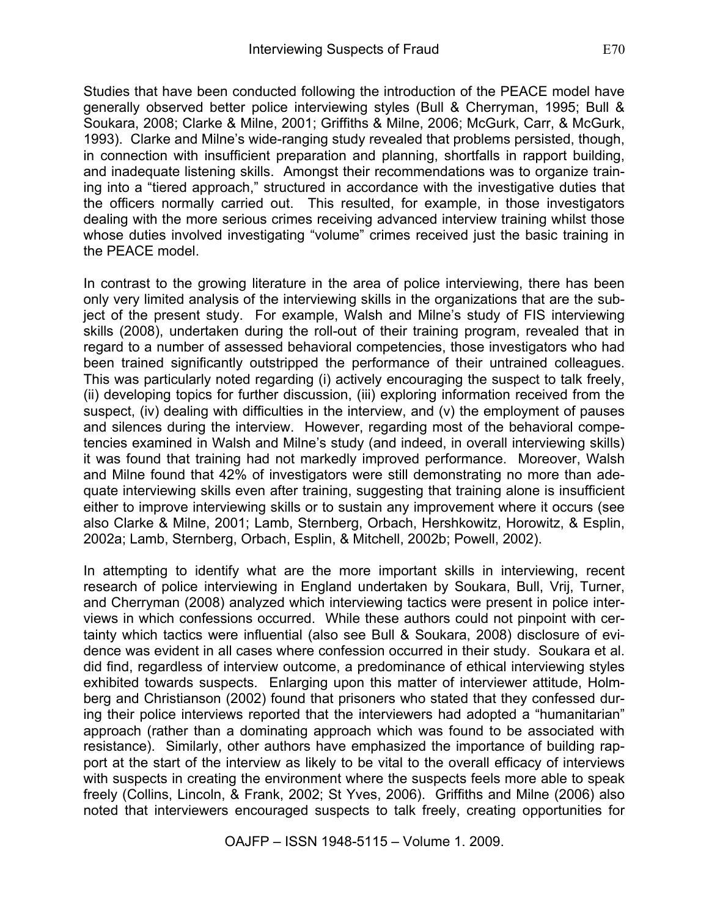Studies that have been conducted following the introduction of the PEACE model have generally observed better police interviewing styles (Bull & Cherryman, 1995; Bull & Soukara, 2008; Clarke & Milne, 2001; Griffiths & Milne, 2006; McGurk, Carr, & McGurk, 1993). Clarke and Milne's wide-ranging study revealed that problems persisted, though, in connection with insufficient preparation and planning, shortfalls in rapport building, and inadequate listening skills. Amongst their recommendations was to organize training into a "tiered approach," structured in accordance with the investigative duties that the officers normally carried out. This resulted, for example, in those investigators dealing with the more serious crimes receiving advanced interview training whilst those whose duties involved investigating "volume" crimes received just the basic training in the PEACE model.

In contrast to the growing literature in the area of police interviewing, there has been only very limited analysis of the interviewing skills in the organizations that are the subject of the present study. For example, Walsh and Milne's study of FIS interviewing skills (2008), undertaken during the roll-out of their training program, revealed that in regard to a number of assessed behavioral competencies, those investigators who had been trained significantly outstripped the performance of their untrained colleagues. This was particularly noted regarding (i) actively encouraging the suspect to talk freely, (ii) developing topics for further discussion, (iii) exploring information received from the suspect, (iv) dealing with difficulties in the interview, and (v) the employment of pauses and silences during the interview. However, regarding most of the behavioral competencies examined in Walsh and Milne's study (and indeed, in overall interviewing skills) it was found that training had not markedly improved performance. Moreover, Walsh and Milne found that 42% of investigators were still demonstrating no more than adequate interviewing skills even after training, suggesting that training alone is insufficient either to improve interviewing skills or to sustain any improvement where it occurs (see also Clarke & Milne, 2001; Lamb, Sternberg, Orbach, Hershkowitz, Horowitz, & Esplin, 2002a; Lamb, Sternberg, Orbach, Esplin, & Mitchell, 2002b; Powell, 2002).

In attempting to identify what are the more important skills in interviewing, recent research of police interviewing in England undertaken by Soukara, Bull, Vrij, Turner, and Cherryman (2008) analyzed which interviewing tactics were present in police interviews in which confessions occurred. While these authors could not pinpoint with certainty which tactics were influential (also see Bull & Soukara, 2008) disclosure of evidence was evident in all cases where confession occurred in their study. Soukara et al. did find, regardless of interview outcome, a predominance of ethical interviewing styles exhibited towards suspects. Enlarging upon this matter of interviewer attitude, Holmberg and Christianson (2002) found that prisoners who stated that they confessed during their police interviews reported that the interviewers had adopted a "humanitarian" approach (rather than a dominating approach which was found to be associated with resistance). Similarly, other authors have emphasized the importance of building rapport at the start of the interview as likely to be vital to the overall efficacy of interviews with suspects in creating the environment where the suspects feels more able to speak freely (Collins, Lincoln, & Frank, 2002; St Yves, 2006). Griffiths and Milne (2006) also noted that interviewers encouraged suspects to talk freely, creating opportunities for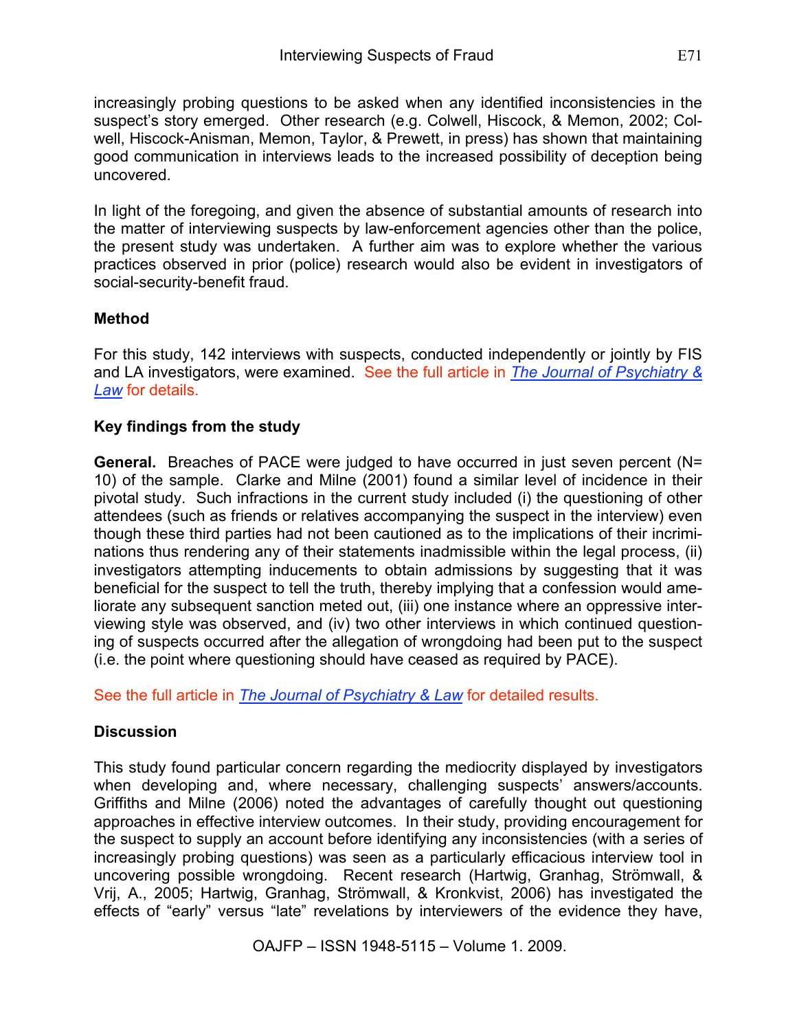increasingly probing questions to be asked when any identified inconsistencies in the suspect's story emerged. Other research (e.g. Colwell, Hiscock, & Memon, 2002; Colwell, Hiscock-Anisman, Memon, Taylor, & Prewett, in press) has shown that maintaining good communication in interviews leads to the increased possibility of deception being uncovered.

In light of the foregoing, and given the absence of substantial amounts of research into the matter of interviewing suspects by law-enforcement agencies other than the police, the present study was undertaken. A further aim was to explore whether the various practices observed in prior (police) research would also be evident in investigators of social-security-benefit fraud.

## Method

For this study, 142 interviews with suspects, conducted independently or jointly by FIS and LA investigators, were examined. See the full article in *The Journal of Psychiatry & Law* for details.

## Key findings from the study

**General.** Breaches of PACE were judged to have occurred in just seven percent (N= 10) of the sample. Clarke and Milne (2001) found a similar level of incidence in their pivotal study. Such infractions in the current study included (i) the questioning of other attendees (such as friends or relatives accompanying the suspect in the interview) even though these third parties had not been cautioned as to the implications of their incriminations thus rendering any of their statements inadmissible within the legal process, (ii) investigators attempting inducements to obtain admissions by suggesting that it was beneficial for the suspect to tell the truth, thereby implying that a confession would ameliorate any subsequent sanction meted out, (iii) one instance where an oppressive interviewing style was observed, and (iv) two other interviews in which continued questioning of suspects occurred after the allegation of wrongdoing had been put to the suspect (i.e. the point where questioning should have ceased as required by PACE).

See the full article in *The Journal of Psychiatry & Law* for detailed results.

## Discussion

This study found particular concern regarding the mediocrity displayed by investigators when developing and, where necessary, challenging suspects' answers/accounts. Griffiths and Milne (2006) noted the advantages of carefully thought out questioning approaches in effective interview outcomes. In their study, providing encouragement for the suspect to supply an account before identifying any inconsistencies (with a series of increasingly probing questions) was seen as a particularly efficacious interview tool in uncovering possible wrongdoing. Recent research (Hartwig, Granhag, Strömwall, & Vrij, A., 2005; Hartwig, Granhag, Strömwall, & Kronkvist, 2006) has investigated the effects of "early" versus "late" revelations by interviewers of the evidence they have,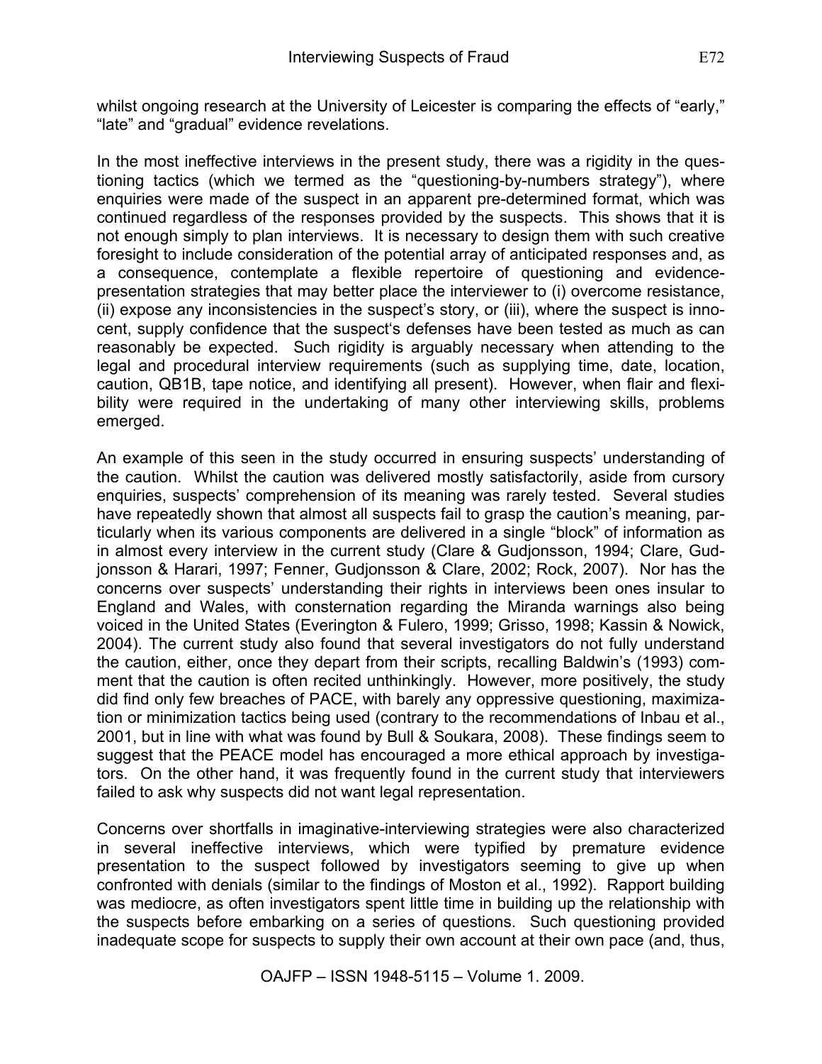whilst ongoing research at the University of Leicester is comparing the effects of "early," "late" and "gradual" evidence revelations.

In the most ineffective interviews in the present study, there was a rigidity in the questioning tactics (which we termed as the "questioning-by-numbers strategy"), where enquiries were made of the suspect in an apparent pre-determined format, which was continued regardless of the responses provided by the suspects. This shows that it is not enough simply to plan interviews. It is necessary to design them with such creative foresight to include consideration of the potential array of anticipated responses and, as a consequence, contemplate a flexible repertoire of questioning and evidence-presentation strategies that may better place the interviewer to (i) overcome resistance, (ii) expose any inconsistencies in the suspect's story, or (iii), where the suspect is innocent, supply confidence that the suspect's defenses have been tested as much as can reasonably be expected. Such rigidity is arguably necessary when attending to the legal and procedural interview requirements (such as supplying time, date, location, caution, QB1B, tape notice, and identifying all present). However, when flair and flexibility were required in the undertaking of many other interviewing skills, problems emerged.

An example of this seen in the study occurred in ensuring suspects' understanding of the caution. Whilst the caution was delivered mostly satisfactorily, aside from cursory enquiries, suspects' comprehension of its meaning was rarely tested. Several studies have repeatedly shown that almost all suspects fail to grasp the caution's meaning, particularly when its various components are delivered in a single "block" of information as in almost every interview in the current study (Clare & Gudjonsson, 1994; Clare, Gudjonsson & Harari, 1997; Fenner, Gudjonsson & Clare, 2002; Rock, 2007). Nor has the concerns over suspects' understanding their rights in interviews been ones insular to England and Wales, with consternation regarding the Miranda warnings also being voiced in the United States (Everington & Fulero, 1999; Grisso, 1998; Kassin & Nowick, 2004). The current study also found that several investigators do not fully understand the caution, either, once they depart from their scripts, recalling Baldwin's (1993) comment that the caution is often recited unthinkingly. However, more positively, the study did find only few breaches of PACE, with barely any oppressive questioning, maximization or minimization tactics being used (contrary to the recommendations of Inbau et al., 2001, but in line with what was found by Bull & Soukara, 2008). These findings seem to suggest that the PEACE model has encouraged a more ethical approach by investigators. On the other hand, it was frequently found in the current study that interviewers failed to ask why suspects did not want legal representation.

Concerns over shortfalls in imaginative-interviewing strategies were also characterized in several ineffective interviews, which were typified by premature evidence presentation to the suspect followed by investigators seeming to give up when confronted with denials (similar to the findings of Moston et al., 1992). Rapport building was mediocre, as often investigators spent little time in building up the relationship with the suspects before embarking on a series of questions. Such questioning provided inadequate scope for suspects to supply their own account at their own pace (and, thus,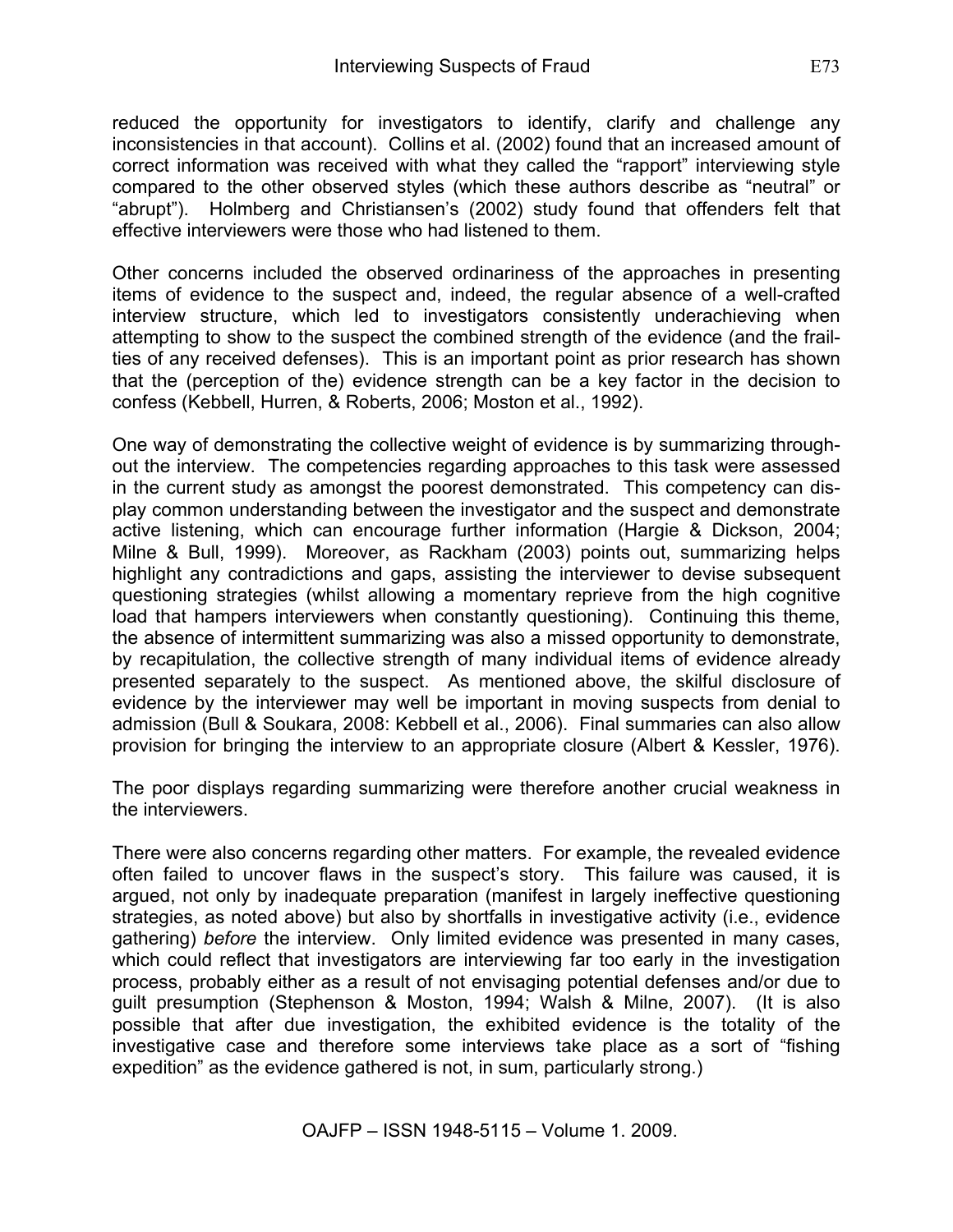reduced the opportunity for investigators to identify, clarify and challenge any inconsistencies in that account). Collins et al. (2002) found that an increased amount of correct information was received with what they called the "rapport" interviewing style compared to the other observed styles (which these authors describe as "neutral" or "abrupt"). Holmberg and Christiansen's (2002) study found that offenders felt that effective interviewers were those who had listened to them.

Other concerns included the observed ordinariness of the approaches in presenting items of evidence to the suspect and, indeed, the regular absence of a well-crafted interview structure, which led to investigators consistently underachieving when attempting to show to the suspect the combined strength of the evidence (and the frailties of any received defenses). This is an important point as prior research has shown that the (perception of the) evidence strength can be a key factor in the decision to confess (Kebbell, Hurren, & Roberts, 2006; Moston et al., 1992).

One way of demonstrating the collective weight of evidence is by summarizing throughout the interview. The competencies regarding approaches to this task were assessed in the current study as amongst the poorest demonstrated. This competency can display common understanding between the investigator and the suspect and demonstrate active listening, which can encourage further information (Hargie & Dickson, 2004; Milne & Bull, 1999). Moreover, as Rackham (2003) points out, summarizing helps highlight any contradictions and gaps, assisting the interviewer to devise subsequent questioning strategies (whilst allowing a momentary reprieve from the high cognitive load that hampers interviewers when constantly questioning). Continuing this theme, the absence of intermittent summarizing was also a missed opportunity to demonstrate, by recapitulation, the collective strength of many individual items of evidence already presented separately to the suspect. As mentioned above, the skilful disclosure of evidence by the interviewer may well be important in moving suspects from denial to admission (Bull & Soukara, 2008: Kebbell et al., 2006). Final summaries can also allow provision for bringing the interview to an appropriate closure (Albert & Kessler, 1976).

The poor displays regarding summarizing were therefore another crucial weakness in the interviewers.

There were also concerns regarding other matters. For example, the revealed evidence often failed to uncover flaws in the suspect's story. This failure was caused, it is argued, not only by inadequate preparation (manifest in largely ineffective questioning strategies, as noted above) but also by shortfalls in investigative activity (i.e., evidence gathering) *before* the interview. Only limited evidence was presented in many cases, which could reflect that investigators are interviewing far too early in the investigation process, probably either as a result of not envisaging potential defenses and/or due to guilt presumption (Stephenson & Moston, 1994; Walsh & Milne, 2007). (It is also possible that after due investigation, the exhibited evidence is the totality of the investigative case and therefore some interviews take place as a sort of "fishing expedition" as the evidence gathered is not, in sum, particularly strong.)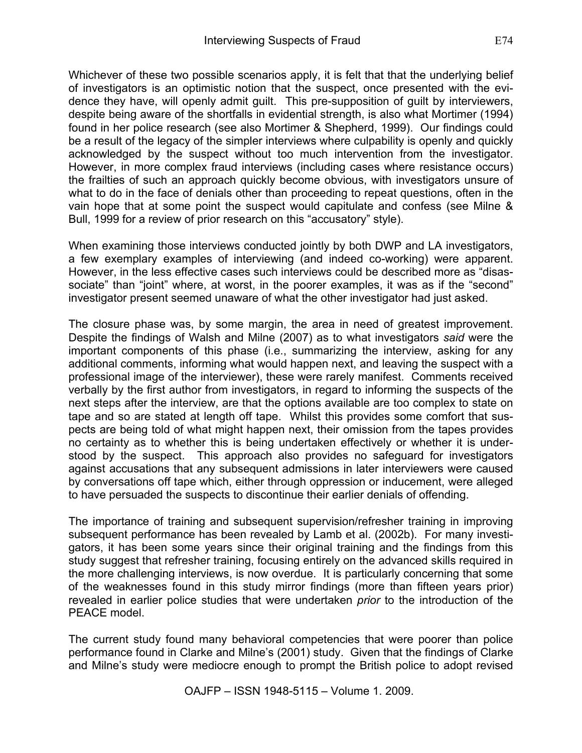Whichever of these two possible scenarios apply, it is felt that that the underlying belief of investigators is an optimistic notion that the suspect, once presented with the evidence they have, will openly admit guilt. This pre-supposition of guilt by interviewers, despite being aware of the shortfalls in evidential strength, is also what Mortimer (1994) found in her police research (see also Mortimer & Shepherd, 1999). Our findings could be a result of the legacy of the simpler interviews where culpability is openly and quickly acknowledged by the suspect without too much intervention from the investigator. However, in more complex fraud interviews (including cases where resistance occurs) the frailties of such an approach quickly become obvious, with investigators unsure of what to do in the face of denials other than proceeding to repeat questions, often in the vain hope that at some point the suspect would capitulate and confess (see Milne & Bull, 1999 for a review of prior research on this "accusatory" style).

When examining those interviews conducted jointly by both DWP and LA investigators, a few exemplary examples of interviewing (and indeed co-working) were apparent. However, in the less effective cases such interviews could be described more as "disassociate" than "joint" where, at worst, in the poorer examples, it was as if the "second" investigator present seemed unaware of what the other investigator had just asked.

The closure phase was, by some margin, the area in need of greatest improvement. Despite the findings of Walsh and Milne (2007) as to what investigators *said* were the important components of this phase (i.e., summarizing the interview, asking for any additional comments, informing what would happen next, and leaving the suspect with a professional image of the interviewer), these were rarely manifest. Comments received verbally by the first author from investigators, in regard to informing the suspects of the next steps after the interview, are that the options available are too complex to state on tape and so are stated at length off tape. Whilst this provides some comfort that suspects are being told of what might happen next, their omission from the tapes provides no certainty as to whether this is being undertaken effectively or whether it is understood by the suspect. This approach also provides no safeguard for investigators against accusations that any subsequent admissions in later interviewers were caused by conversations off tape which, either through oppression or inducement, were alleged to have persuaded the suspects to discontinue their earlier denials of offending.

The importance of training and subsequent supervision/refresher training in improving subsequent performance has been revealed by Lamb et al. (2002b). For many investigators, it has been some years since their original training and the findings from this study suggest that refresher training, focusing entirely on the advanced skills required in the more challenging interviews, is now overdue. It is particularly concerning that some of the weaknesses found in this study mirror findings (more than fifteen years prior) revealed in earlier police studies that were undertaken *prior* to the introduction of the PEACE model.

The current study found many behavioral competencies that were poorer than police performance found in Clarke and Milne's (2001) study. Given that the findings of Clarke and Milne's study were mediocre enough to prompt the British police to adopt revised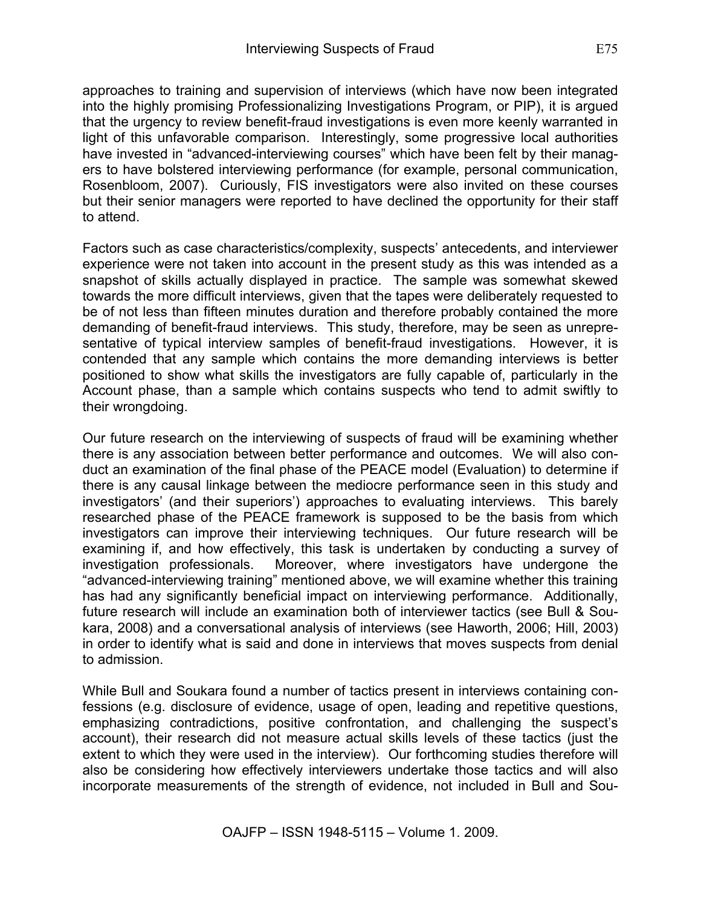approaches to training and supervision of interviews (which have now been integrated into the highly promising Professionalizing Investigations Program, or PIP), it is argued that the urgency to review benefit-fraud investigations is even more keenly warranted in light of this unfavorable comparison. Interestingly, some progressive local authorities have invested in "advanced-interviewing courses" which have been felt by their managers to have bolstered interviewing performance (for example, personal communication, Rosenbloom, 2007). Curiously, FIS investigators were also invited on these courses but their senior managers were reported to have declined the opportunity for their staff to attend.

Factors such as case characteristics/complexity, suspects' antecedents, and interviewer experience were not taken into account in the present study as this was intended as a snapshot of skills actually displayed in practice. The sample was somewhat skewed towards the more difficult interviews, given that the tapes were deliberately requested to be of not less than fifteen minutes duration and therefore probably contained the more demanding of benefit-fraud interviews. This study, therefore, may be seen as unrepresentative of typical interview samples of benefit-fraud investigations. However, it is contended that any sample which contains the more demanding interviews is better positioned to show what skills the investigators are fully capable of, particularly in the Account phase, than a sample which contains suspects who tend to admit swiftly to their wrongdoing.

Our future research on the interviewing of suspects of fraud will be examining whether there is any association between better performance and outcomes. We will also conduct an examination of the final phase of the PEACE model (Evaluation) to determine if there is any causal linkage between the mediocre performance seen in this study and investigators' (and their superiors') approaches to evaluating interviews. This barely researched phase of the PEACE framework is supposed to be the basis from which investigators can improve their interviewing techniques. Our future research will be examining if, and how effectively, this task is undertaken by conducting a survey of investigation professionals. Moreover, where investigators have undergone the "advanced-interviewing training" mentioned above, we will examine whether this training has had any significantly beneficial impact on interviewing performance. Additionally, future research will include an examination both of interviewer tactics (see Bull & Soukara, 2008) and a conversational analysis of interviews (see Haworth, 2006; Hill, 2003) in order to identify what is said and done in interviews that moves suspects from denial to admission.

While Bull and Soukara found a number of tactics present in interviews containing confessions (e.g. disclosure of evidence, usage of open, leading and repetitive questions, emphasizing contradictions, positive confrontation, and challenging the suspect's account), their research did not measure actual skills levels of these tactics (just the extent to which they were used in the interview). Our forthcoming studies therefore will also be considering how effectively interviewers undertake those tactics and will also incorporate measurements of the strength of evidence, not included in Bull and Sou-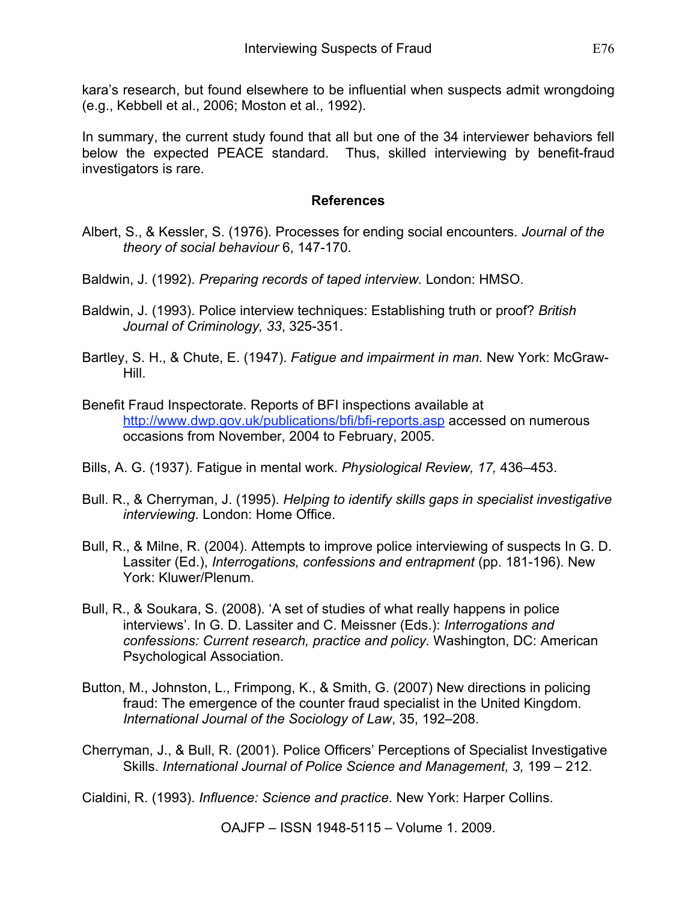kara's research, but found elsewhere to be influential when suspects admit wrongdoing (e.g., Kebbell et al., 2006; Moston et al., 1992).

In summary, the current study found that all but one of the 34 interviewer behaviors fell below the expected PEACE standard. Thus, skilled interviewing by benefit-fraud investigators is rare.

## References

Albert, S., & Kessler, S. (1976). Processes for ending social encounters. *Journal of the theory of social behaviour* 6, 147-170.

Baldwin, J. (1992). *Preparing records of taped interview.* London: HMSO.

Baldwin, J. (1993). Police interview techniques: Establishing truth or proof? *British Journal of Criminology, 33*, 325-351.

Bartley, S. H., & Chute, E. (1947). *Fatigue and impairment in man.* New York: McGraw-Hill.

Benefit Fraud Inspectorate. Reports of BFI inspections available at http://www.dwp.gov.uk/publications/bfi/bfi-reports.asp accessed on numerous occasions from November, 2004 to February, 2005.

Bills, A. G. (1937). Fatigue in mental work. *Physiological Review, 17,* 436–453.

Bull. R., & Cherryman, J. (1995). *Helping to identify skills gaps in specialist investigative interviewing*. London: Home Office.

Bull, R., & Milne, R. (2004). Attempts to improve police interviewing of suspects In G. D. Lassiter (Ed.), *Interrogations, confessions and entrapment* (pp. 181-196). New York: Kluwer/Plenum.

Bull, R., & Soukara, S. (2008). 'A set of studies of what really happens in police interviews'. In G. D. Lassiter and C. Meissner (Eds.): *Interrogations and confessions: Current research, practice and policy.* Washington, DC: American Psychological Association.

Button, M., Johnston, L., Frimpong, K., & Smith, G. (2007) New directions in policing fraud: The emergence of the counter fraud specialist in the United Kingdom. *International Journal of the Sociology of Law*, 35, 192–208.

Cherryman, J., & Bull, R. (2001). Police Officers' Perceptions of Specialist Investigative Skills. *International Journal of Police Science and Management, 3,* 199 – 212.

Cialdini, R. (1993). *Influence: Science and practice*. New York: Harper Collins.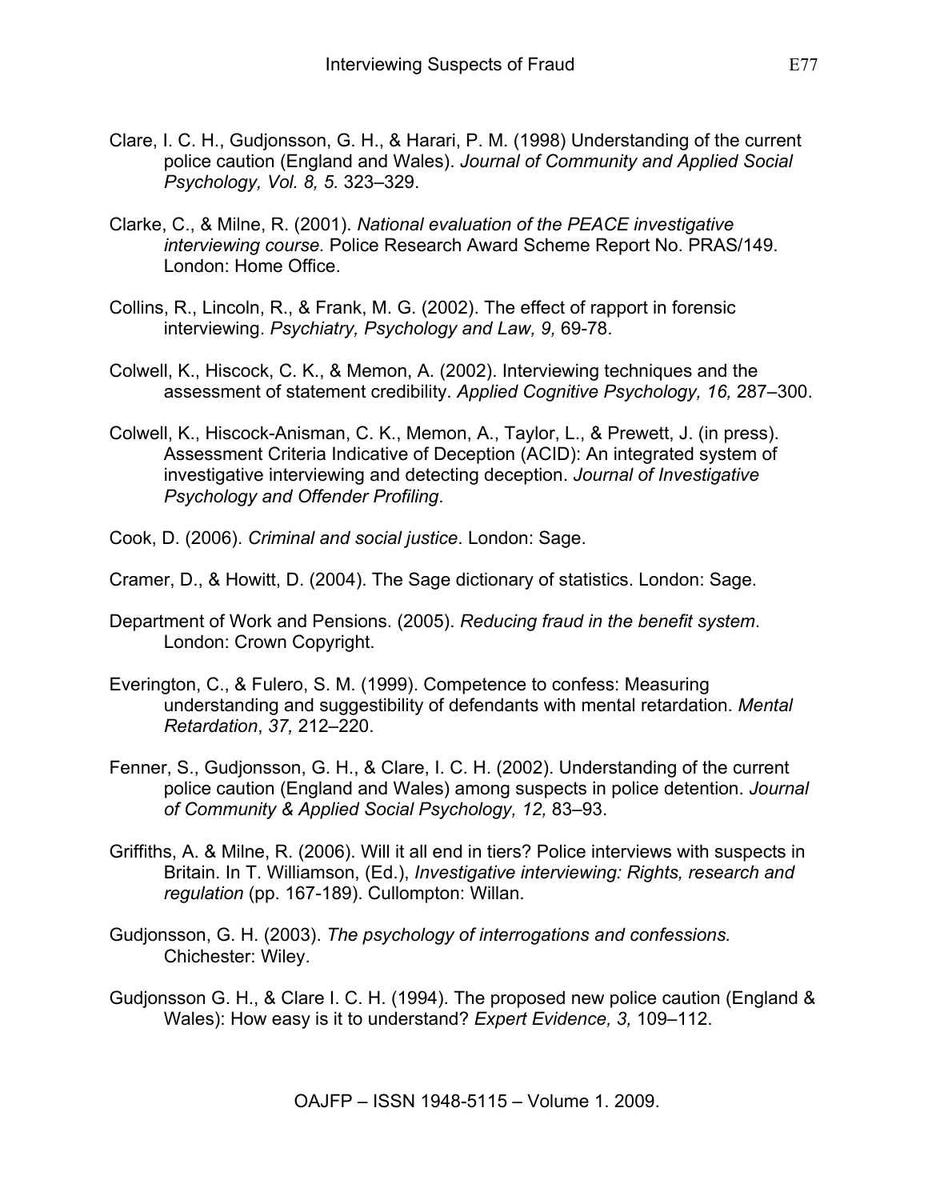Clare, I. C. H., Gudjonsson, G. H., & Harari, P. M. (1998) Understanding of the current police caution (England and Wales). *Journal of Community and Applied Social Psychology, Vol. 8, 5.* 323–329.

Clarke, C., & Milne, R. (2001). *National evaluation of the PEACE investigative interviewing course.* Police Research Award Scheme Report No. PRAS/149. London: Home Office.

Collins, R., Lincoln, R., & Frank, M. G. (2002). The effect of rapport in forensic interviewing. *Psychiatry, Psychology and Law, 9,* 69-78.

Colwell, K., Hiscock, C. K., & Memon, A. (2002). Interviewing techniques and the assessment of statement credibility. *Applied Cognitive Psychology, 16,* 287–300.

Colwell, K., Hiscock-Anisman, C. K., Memon, A., Taylor, L., & Prewett, J. (in press). Assessment Criteria Indicative of Deception (ACID): An integrated system of investigative interviewing and detecting deception. *Journal of Investigative Psychology and Offender Profiling*.

Cook, D. (2006). *Criminal and social justice*. London: Sage.

Cramer, D., & Howitt, D. (2004). The Sage dictionary of statistics. London: Sage.

Department of Work and Pensions. (2005). *Reducing fraud in the benefit system*. London: Crown Copyright.

Everington, C., & Fulero, S. M. (1999). Competence to confess: Measuring understanding and suggestibility of defendants with mental retardation. *Mental Retardation*, *37,* 212–220.

Fenner, S., Gudjonsson, G. H., & Clare, I. C. H. (2002). Understanding of the current police caution (England and Wales) among suspects in police detention. *Journal of Community & Applied Social Psychology, 12,* 83–93.

Griffiths, A. & Milne, R. (2006). Will it all end in tiers? Police interviews with suspects in Britain. In T. Williamson, (Ed.), *Investigative interviewing: Rights, research and regulation* (pp. 167-189). Cullompton: Willan.

Gudjonsson, G. H. (2003). *The psychology of interrogations and confessions.* Chichester: Wiley.

Gudjonsson G. H., & Clare I. C. H. (1994). The proposed new police caution (England & Wales): How easy is it to understand? *Expert Evidence, 3,* 109–112.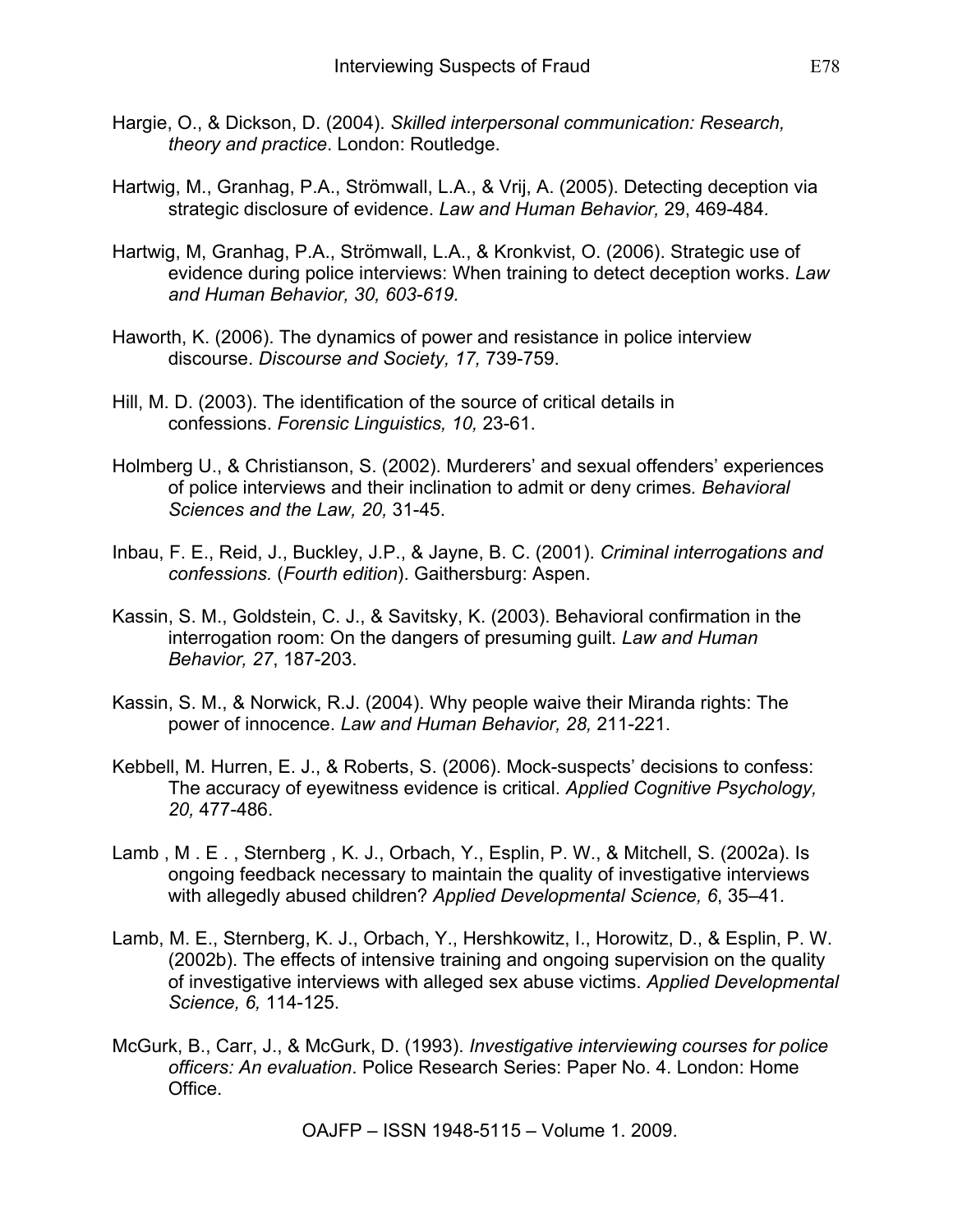Hargie, O., & Dickson, D. (2004). *Skilled interpersonal communication: Research, theory and practice*. London: Routledge.

Hartwig, M., Granhag, P.A., Strömwall, L.A., & Vrij, A. (2005). Detecting deception via strategic disclosure of evidence. *Law and Human Behavior,* 29, 469-484.

Hartwig, M, Granhag, P.A., Strömwall, L.A., & Kronkvist, O. (2006). Strategic use of evidence during police interviews: When training to detect deception works. *Law and Human Behavior, 30, 603-619.*

Haworth, K. (2006). The dynamics of power and resistance in police interview discourse. *Discourse and Society, 17,* 739-759.

Hill, M. D. (2003). The identification of the source of critical details in confessions. *Forensic Linguistics, 10,* 23-61.

Holmberg U., & Christianson, S. (2002). Murderers' and sexual offenders' experiences of police interviews and their inclination to admit or deny crimes*. Behavioral Sciences and the Law, 20,* 31-45.

Inbau, F. E., Reid, J., Buckley, J.P., & Jayne, B. C. (2001). *Criminal interrogations and confessions.* (*Fourth edition*). Gaithersburg: Aspen.

Kassin, S. M., Goldstein, C. J., & Savitsky, K. (2003). Behavioral confirmation in the interrogation room: On the dangers of presuming guilt. *Law and Human Behavior, 27*, 187-203.

Kassin, S. M., & Norwick, R.J. (2004). Why people waive their Miranda rights: The power of innocence. *Law and Human Behavior, 28,* 211-221.

Kebbell, M. Hurren, E. J., & Roberts, S. (2006). Mock-suspects' decisions to confess: The accuracy of eyewitness evidence is critical. *Applied Cognitive Psychology, 20,* 477-486.

Lamb , M . E . , Sternberg , K. J., Orbach, Y., Esplin, P. W., & Mitchell, S. (2002a). Is ongoing feedback necessary to maintain the quality of investigative interviews with allegedly abused children? *Applied Developmental Science, 6*, 35–41.

Lamb, M. E., Sternberg, K. J., Orbach, Y., Hershkowitz, I., Horowitz, D., & Esplin, P. W. (2002b). The effects of intensive training and ongoing supervision on the quality of investigative interviews with alleged sex abuse victims. *Applied Developmental Science, 6,* 114-125.

McGurk, B., Carr, J., & McGurk, D. (1993). *Investigative interviewing courses for police officers: An evaluation*. Police Research Series: Paper No. 4. London: Home Office.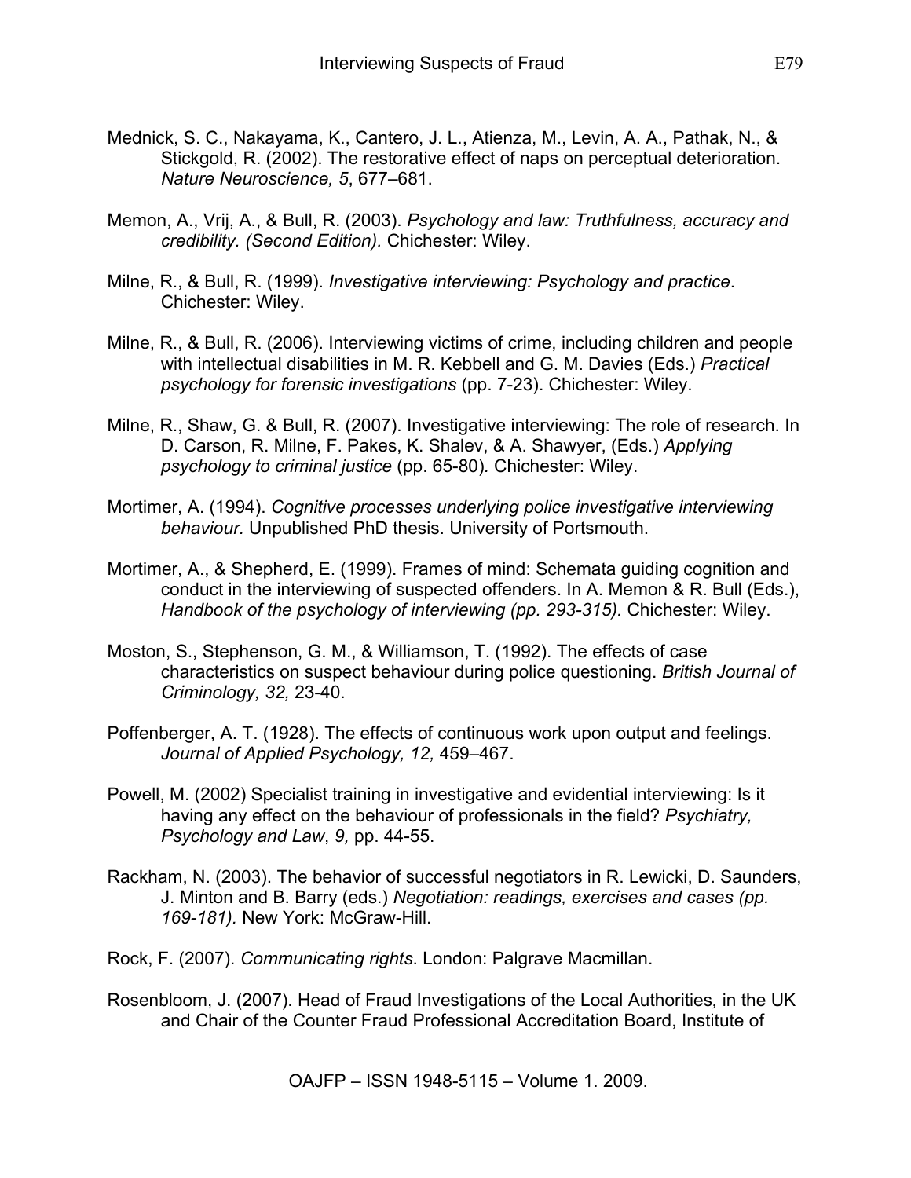Mednick, S. C., Nakayama, K., Cantero, J. L., Atienza, M., Levin, A. A., Pathak, N., & Stickgold, R. (2002). The restorative effect of naps on perceptual deterioration. *Nature Neuroscience, 5*, 677–681.

Memon, A., Vrij, A., & Bull, R. (2003). *Psychology and law: Truthfulness, accuracy and credibility. (Second Edition).* Chichester: Wiley.

Milne, R., & Bull, R. (1999). *Investigative interviewing: Psychology and practice*. Chichester: Wiley.

Milne, R., & Bull, R. (2006). Interviewing victims of crime, including children and people with intellectual disabilities in M. R. Kebbell and G. M. Davies (Eds.) *Practical psychology for forensic investigations* (pp. 7-23). Chichester: Wiley.

Milne, R., Shaw, G. & Bull, R. (2007). Investigative interviewing: The role of research. In D. Carson, R. Milne, F. Pakes, K. Shalev, & A. Shawyer, (Eds.) *Applying psychology to criminal justice* (pp. 65-80)*.* Chichester: Wiley.

Mortimer, A. (1994). *Cognitive processes underlying police investigative interviewing behaviour.* Unpublished PhD thesis. University of Portsmouth.

Mortimer, A., & Shepherd, E. (1999). Frames of mind: Schemata guiding cognition and conduct in the interviewing of suspected offenders. In A. Memon & R. Bull (Eds.), *Handbook of the psychology of interviewing (pp. 293-315).* Chichester: Wiley.

Moston, S., Stephenson, G. M., & Williamson, T. (1992). The effects of case characteristics on suspect behaviour during police questioning. *British Journal of Criminology, 32,* 23-40.

Poffenberger, A. T. (1928). The effects of continuous work upon output and feelings. *Journal of Applied Psychology, 12,* 459–467.

Powell, M. (2002) Specialist training in investigative and evidential interviewing: Is it having any effect on the behaviour of professionals in the field? *Psychiatry, Psychology and Law*, *9,* pp. 44-55.

Rackham, N. (2003). The behavior of successful negotiators in R. Lewicki, D. Saunders, J. Minton and B. Barry (eds.) *Negotiation: readings, exercises and cases (pp. 169-181).* New York: McGraw-Hill.

Rock, F. (2007). *Communicating rights*. London: Palgrave Macmillan.

Rosenbloom, J. (2007). Head of Fraud Investigations of the Local Authorities*,* in the UK and Chair of the Counter Fraud Professional Accreditation Board, Institute of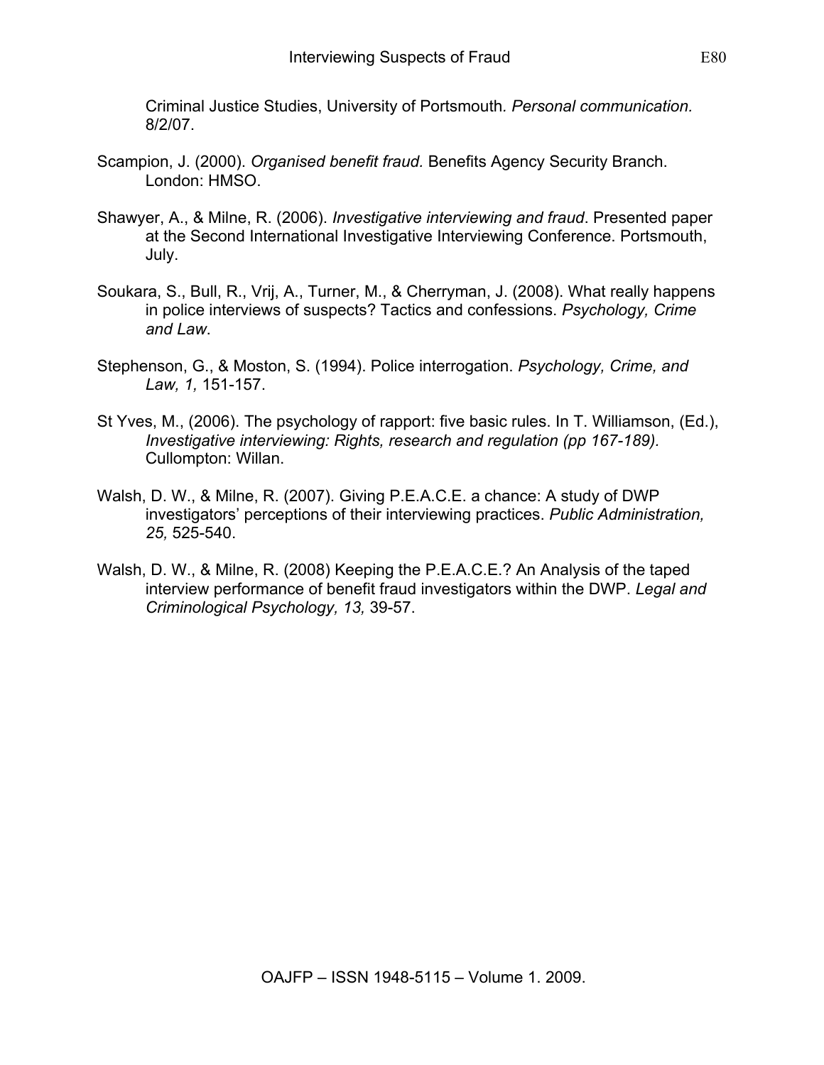Criminal Justice Studies, University of Portsmouth. *Personal communication*. 8/2/07.

Scampion, J. (2000). *Organised benefit fraud.* Benefits Agency Security Branch. London: HMSO.

Shawyer, A., & Milne, R. (2006). *Investigative interviewing and fraud*. Presented paper at the Second International Investigative Interviewing Conference. Portsmouth, July.

Soukara, S., Bull, R., Vrij, A., Turner, M., & Cherryman, J. (2008). What really happens in police interviews of suspects? Tactics and confessions. *Psychology, Crime and Law*.

Stephenson, G., & Moston, S. (1994). Police interrogation. *Psychology, Crime, and Law, 1,* 151-157.

St Yves, M., (2006). The psychology of rapport: five basic rules. In T. Williamson, (Ed.), *Investigative interviewing: Rights, research and regulation (pp 167-189).* Cullompton: Willan.

Walsh, D. W., & Milne, R. (2007). Giving P.E.A.C.E. a chance: A study of DWP investigators' perceptions of their interviewing practices. *Public Administration, 25,* 525-540.

Walsh, D. W., & Milne, R. (2008) Keeping the P.E.A.C.E.? An Analysis of the taped interview performance of benefit fraud investigators within the DWP. *Legal and Criminological Psychology, 13,* 39-57.